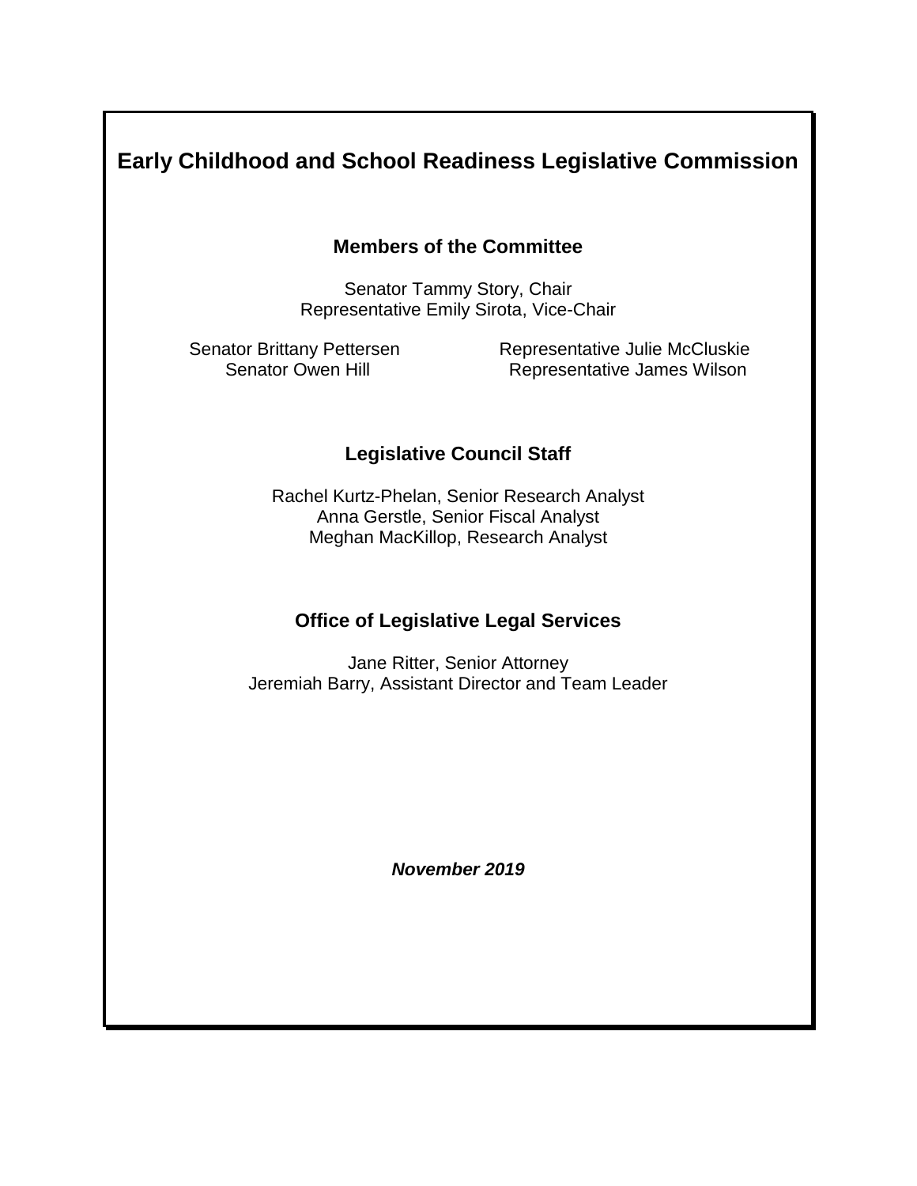# Early Childhood and School Readiness Legislative Commission

## Members of the Committee

Senator Tammy Story, Chair
Representative Emily Sirota, Vice-Chair

Senator Brittany Pettersen
Senator Owen Hill
Representative Julie McCluskie
Representative James Wilson

## Legislative Council Staff

Rachel Kurtz-Phelan, Senior Research Analyst
Anna Gerstle, Senior Fiscal Analyst
Meghan MacKillop, Research Analyst

## Office of Legislative Legal Services

Jane Ritter, Senior Attorney
Jeremiah Barry, Assistant Director and Team Leader

***November 2019***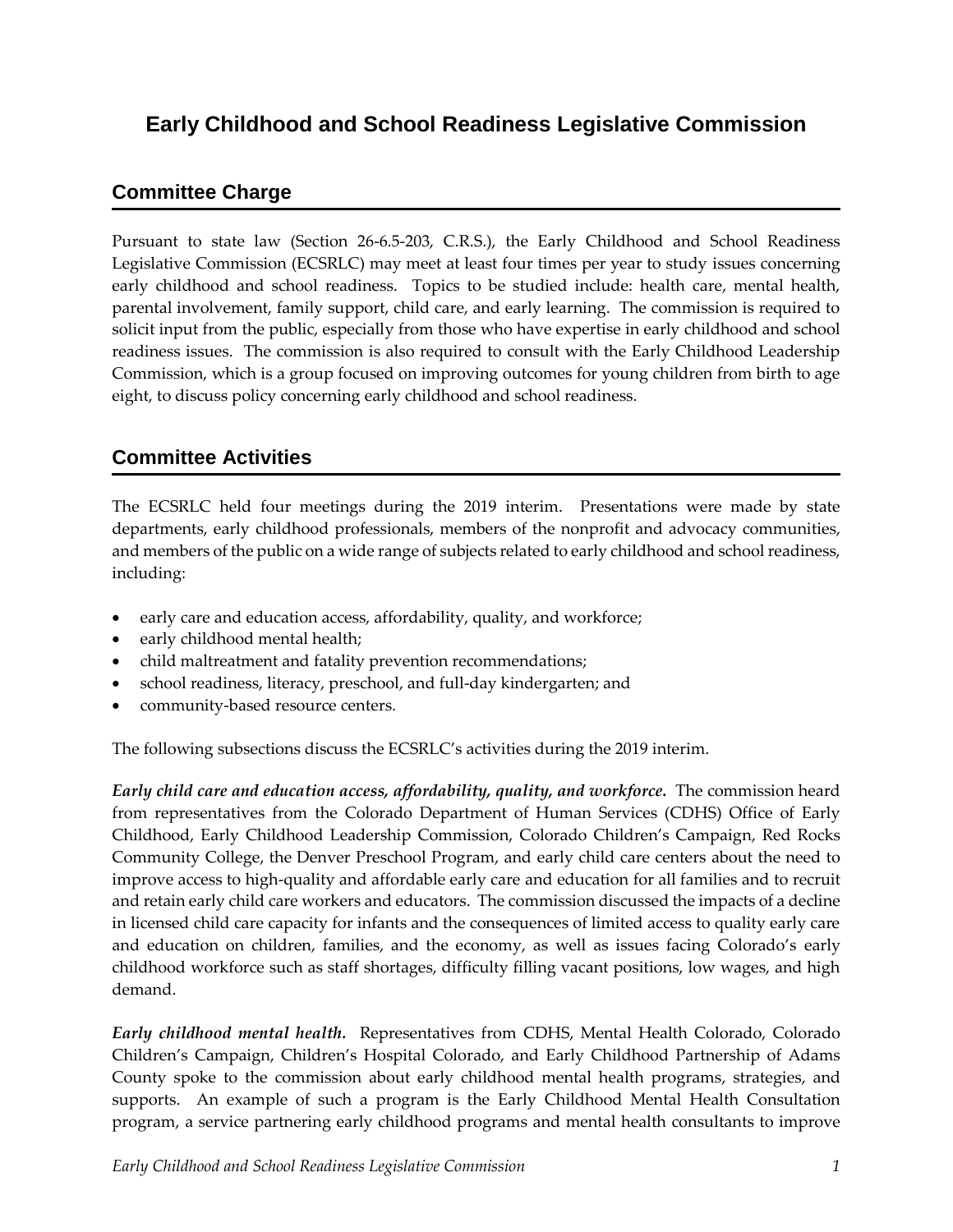# Early Childhood and School Readiness Legislative Commission

## Committee Charge

Pursuant to state law (Section 26-6.5-203, C.R.S.), the Early Childhood and School Readiness Legislative Commission (ECSRLC) may meet at least four times per year to study issues concerning early childhood and school readiness. Topics to be studied include: health care, mental health, parental involvement, family support, child care, and early learning. The commission is required to solicit input from the public, especially from those who have expertise in early childhood and school readiness issues. The commission is also required to consult with the Early Childhood Leadership Commission, which is a group focused on improving outcomes for young children from birth to age eight, to discuss policy concerning early childhood and school readiness.

## Committee Activities

The ECSRLC held four meetings during the 2019 interim. Presentations were made by state departments, early childhood professionals, members of the nonprofit and advocacy communities, and members of the public on a wide range of subjects related to early childhood and school readiness, including:

- early care and education access, affordability, quality, and workforce;
- early childhood mental health;
- child maltreatment and fatality prevention recommendations;
- school readiness, literacy, preschool, and full-day kindergarten; and
- community-based resource centers.

The following subsections discuss the ECSRLC's activities during the 2019 interim.

***Early child care and education access, affordability, quality, and workforce.*** The commission heard from representatives from the Colorado Department of Human Services (CDHS) Office of Early Childhood, Early Childhood Leadership Commission, Colorado Children's Campaign, Red Rocks Community College, the Denver Preschool Program, and early child care centers about the need to improve access to high-quality and affordable early care and education for all families and to recruit and retain early child care workers and educators. The commission discussed the impacts of a decline in licensed child care capacity for infants and the consequences of limited access to quality early care and education on children, families, and the economy, as well as issues facing Colorado's early childhood workforce such as staff shortages, difficulty filling vacant positions, low wages, and high demand.

***Early childhood mental health.*** Representatives from CDHS, Mental Health Colorado, Colorado Children's Campaign, Children's Hospital Colorado, and Early Childhood Partnership of Adams County spoke to the commission about early childhood mental health programs, strategies, and supports. An example of such a program is the Early Childhood Mental Health Consultation program, a service partnering early childhood programs and mental health consultants to improve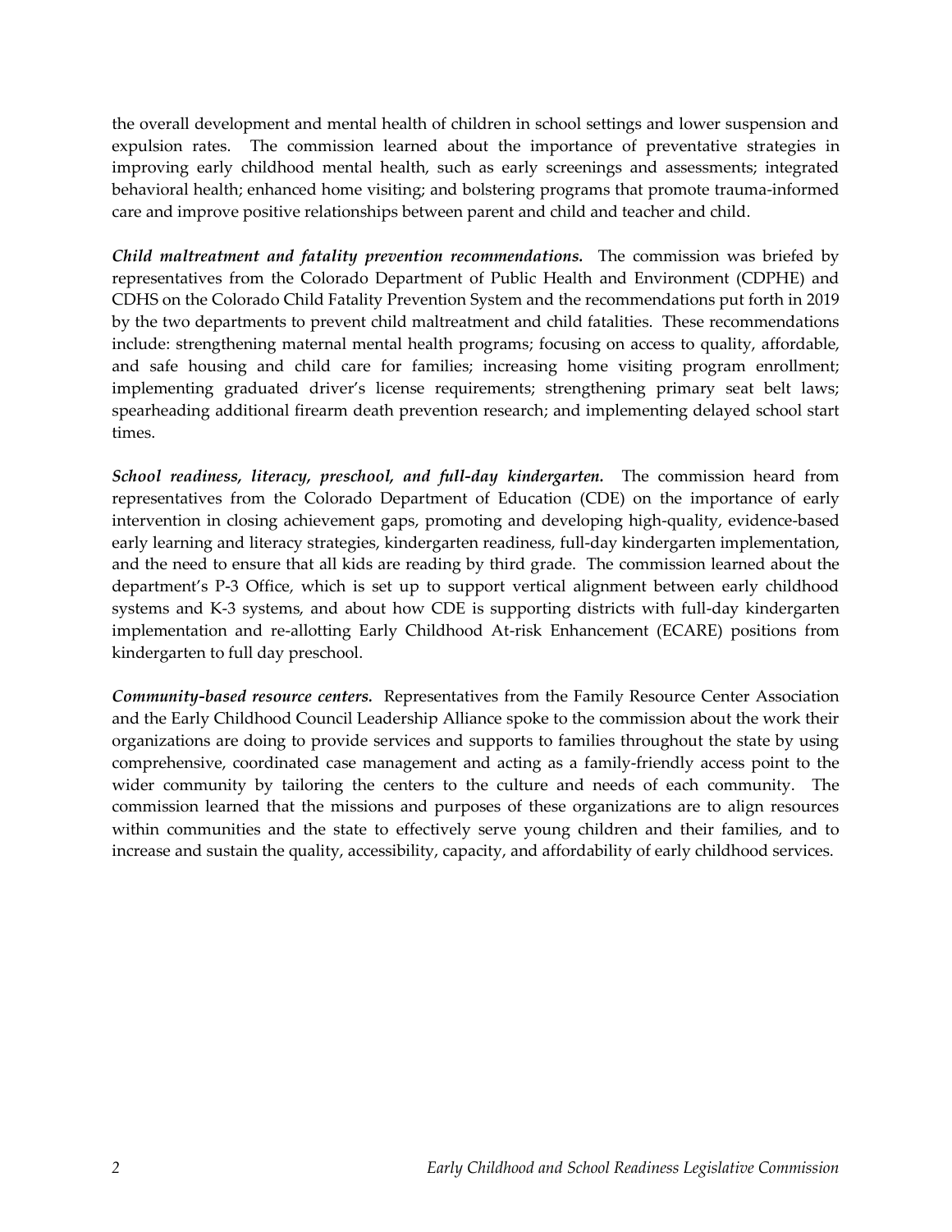the overall development and mental health of children in school settings and lower suspension and expulsion rates. The commission learned about the importance of preventative strategies in improving early childhood mental health, such as early screenings and assessments; integrated behavioral health; enhanced home visiting; and bolstering programs that promote trauma-informed care and improve positive relationships between parent and child and teacher and child.

***Child maltreatment and fatality prevention recommendations.*** The commission was briefed by representatives from the Colorado Department of Public Health and Environment (CDPHE) and CDHS on the Colorado Child Fatality Prevention System and the recommendations put forth in 2019 by the two departments to prevent child maltreatment and child fatalities. These recommendations include: strengthening maternal mental health programs; focusing on access to quality, affordable, and safe housing and child care for families; increasing home visiting program enrollment; implementing graduated driver's license requirements; strengthening primary seat belt laws; spearheading additional firearm death prevention research; and implementing delayed school start times.

***School readiness, literacy, preschool, and full-day kindergarten.*** The commission heard from representatives from the Colorado Department of Education (CDE) on the importance of early intervention in closing achievement gaps, promoting and developing high-quality, evidence-based early learning and literacy strategies, kindergarten readiness, full-day kindergarten implementation, and the need to ensure that all kids are reading by third grade. The commission learned about the department's P-3 Office, which is set up to support vertical alignment between early childhood systems and K-3 systems, and about how CDE is supporting districts with full-day kindergarten implementation and re-allotting Early Childhood At-risk Enhancement (ECARE) positions from kindergarten to full day preschool.

***Community-based resource centers.*** Representatives from the Family Resource Center Association and the Early Childhood Council Leadership Alliance spoke to the commission about the work their organizations are doing to provide services and supports to families throughout the state by using comprehensive, coordinated case management and acting as a family-friendly access point to the wider community by tailoring the centers to the culture and needs of each community. The commission learned that the missions and purposes of these organizations are to align resources within communities and the state to effectively serve young children and their families, and to increase and sustain the quality, accessibility, capacity, and affordability of early childhood services.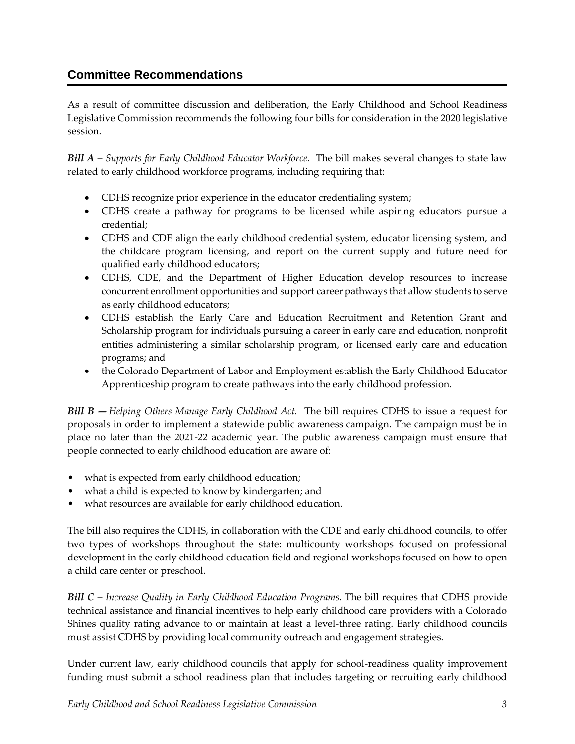## Committee Recommendations

As a result of committee discussion and deliberation, the Early Childhood and School Readiness Legislative Commission recommends the following four bills for consideration in the 2020 legislative session.

***Bill A*** – *Supports for Early Childhood Educator Workforce.* The bill makes several changes to state law related to early childhood workforce programs, including requiring that:

- CDHS recognize prior experience in the educator credentialing system;
- CDHS create a pathway for programs to be licensed while aspiring educators pursue a credential;
- CDHS and CDE align the early childhood credential system, educator licensing system, and the childcare program licensing, and report on the current supply and future need for qualified early childhood educators;
- CDHS, CDE, and the Department of Higher Education develop resources to increase concurrent enrollment opportunities and support career pathways that allow students to serve as early childhood educators;
- CDHS establish the Early Care and Education Recruitment and Retention Grant and Scholarship program for individuals pursuing a career in early care and education, nonprofit entities administering a similar scholarship program, or licensed early care and education programs; and
- the Colorado Department of Labor and Employment establish the Early Childhood Educator Apprenticeship program to create pathways into the early childhood profession.

***Bill B —*** *Helping Others Manage Early Childhood Act.* The bill requires CDHS to issue a request for proposals in order to implement a statewide public awareness campaign. The campaign must be in place no later than the 2021-22 academic year. The public awareness campaign must ensure that people connected to early childhood education are aware of:

- what is expected from early childhood education;
- what a child is expected to know by kindergarten; and
- what resources are available for early childhood education.

The bill also requires the CDHS, in collaboration with the CDE and early childhood councils, to offer two types of workshops throughout the state: multicounty workshops focused on professional development in the early childhood education field and regional workshops focused on how to open a child care center or preschool.

***Bill C*** – *Increase Quality in Early Childhood Education Programs.* The bill requires that CDHS provide technical assistance and financial incentives to help early childhood care providers with a Colorado Shines quality rating advance to or maintain at least a level-three rating. Early childhood councils must assist CDHS by providing local community outreach and engagement strategies.

Under current law, early childhood councils that apply for school-readiness quality improvement funding must submit a school readiness plan that includes targeting or recruiting early childhood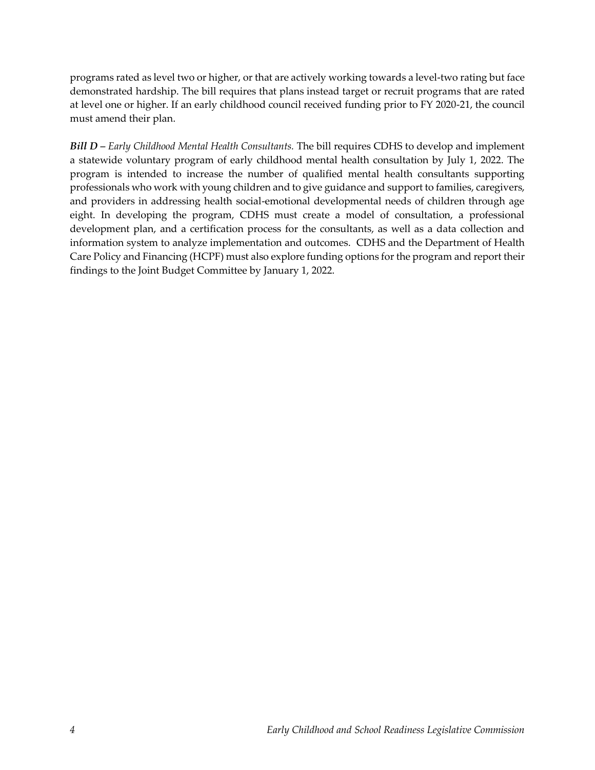programs rated as level two or higher, or that are actively working towards a level-two rating but face demonstrated hardship. The bill requires that plans instead target or recruit programs that are rated at level one or higher. If an early childhood council received funding prior to FY 2020-21, the council must amend their plan.

***Bill D** – Early Childhood Mental Health Consultants.* The bill requires CDHS to develop and implement a statewide voluntary program of early childhood mental health consultation by July 1, 2022. The program is intended to increase the number of qualified mental health consultants supporting professionals who work with young children and to give guidance and support to families, caregivers, and providers in addressing health social-emotional developmental needs of children through age eight. In developing the program, CDHS must create a model of consultation, a professional development plan, and a certification process for the consultants, as well as a data collection and information system to analyze implementation and outcomes. CDHS and the Department of Health Care Policy and Financing (HCPF) must also explore funding options for the program and report their findings to the Joint Budget Committee by January 1, 2022.